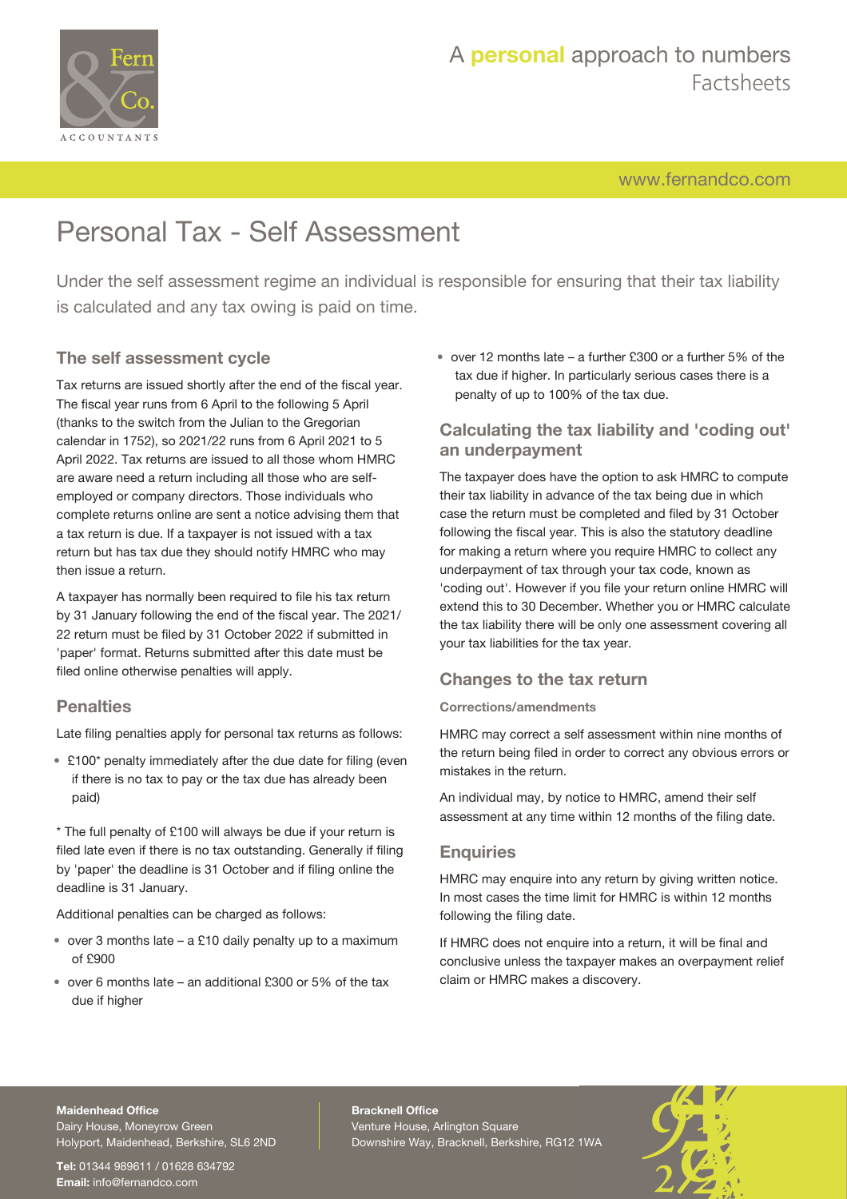# Personal Tax - Self Assessment

Under the self assessment regime an individual is responsible for ensuring that their tax liability is calculated and any tax owing is paid on time.

## The self assessment cycle

Tax returns are issued shortly after the end of the fiscal year. The fiscal year runs from 6 April to the following 5 April (thanks to the switch from the Julian to the Gregorian calendar in 1752), so 2021/22 runs from 6 April 2021 to 5 April 2022. Tax returns are issued to all those whom HMRC are aware need a return including all those who are self-employed or company directors. Those individuals who complete returns online are sent a notice advising them that a tax return is due. If a taxpayer is not issued with a tax return but has tax due they should notify HMRC who may then issue a return.

A taxpayer has normally been required to file his tax return by 31 January following the end of the fiscal year. The 2021/22 return must be filed by 31 October 2022 if submitted in 'paper' format. Returns submitted after this date must be filed online otherwise penalties will apply.

## Penalties

Late filing penalties apply for personal tax returns as follows:

- £100* penalty immediately after the due date for filing (even if there is no tax to pay or the tax due has already been paid)

* The full penalty of £100 will always be due if your return is filed late even if there is no tax outstanding. Generally if filing by 'paper' the deadline is 31 October and if filing online the deadline is 31 January.

Additional penalties can be charged as follows:

- over 3 months late – a £10 daily penalty up to a maximum of £900
- over 6 months late – an additional £300 or 5% of the tax due if higher
- over 12 months late – a further £300 or a further 5% of the tax due if higher. In particularly serious cases there is a penalty of up to 100% of the tax due.

## Calculating the tax liability and 'coding out' an underpayment

The taxpayer does have the option to ask HMRC to compute their tax liability in advance of the tax being due in which case the return must be completed and filed by 31 October following the fiscal year. This is also the statutory deadline for making a return where you require HMRC to collect any underpayment of tax through your tax code, known as 'coding out'. However if you file your return online HMRC will extend this to 30 December. Whether you or HMRC calculate the tax liability there will be only one assessment covering all your tax liabilities for the tax year.

## Changes to the tax return

### Corrections/amendments

HMRC may correct a self assessment within nine months of the return being filed in order to correct any obvious errors or mistakes in the return.

An individual may, by notice to HMRC, amend their self assessment at any time within 12 months of the filing date.

## Enquiries

HMRC may enquire into any return by giving written notice. In most cases the time limit for HMRC is within 12 months following the filing date.

If HMRC does not enquire into a return, it will be final and conclusive unless the taxpayer makes an overpayment relief claim or HMRC makes a discovery.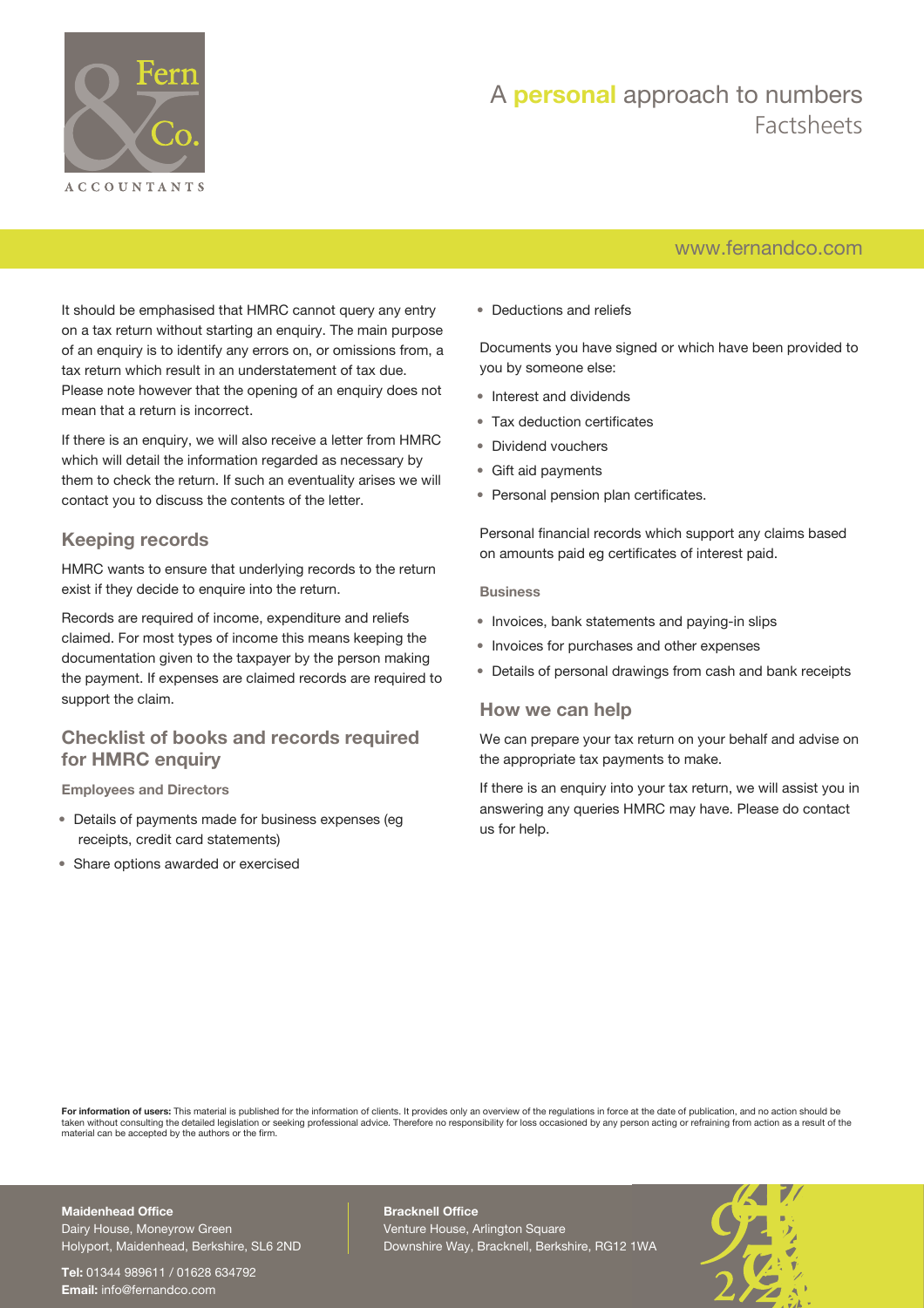It should be emphasised that HMRC cannot query any entry on a tax return without starting an enquiry. The main purpose of an enquiry is to identify any errors on, or omissions from, a tax return which result in an understatement of tax due. Please note however that the opening of an enquiry does not mean that a return is incorrect.

If there is an enquiry, we will also receive a letter from HMRC which will detail the information regarded as necessary by them to check the return. If such an eventuality arises we will contact you to discuss the contents of the letter.

## Keeping records

HMRC wants to ensure that underlying records to the return exist if they decide to enquire into the return.

Records are required of income, expenditure and reliefs claimed. For most types of income this means keeping the documentation given to the taxpayer by the person making the payment. If expenses are claimed records are required to support the claim.

## Checklist of books and records required for HMRC enquiry

### Employees and Directors

- Details of payments made for business expenses (eg receipts, credit card statements)
- Share options awarded or exercised
- Deductions and reliefs

Documents you have signed or which have been provided to you by someone else:

- Interest and dividends
- Tax deduction certificates
- Dividend vouchers
- Gift aid payments
- Personal pension plan certificates.

Personal financial records which support any claims based on amounts paid eg certificates of interest paid.

### Business

- Invoices, bank statements and paying-in slips
- Invoices for purchases and other expenses
- Details of personal drawings from cash and bank receipts

## How we can help

We can prepare your tax return on your behalf and advise on the appropriate tax payments to make.

If there is an enquiry into your tax return, we will assist you in answering any queries HMRC may have. Please do contact us for help.

**For information of users:** This material is published for the information of clients. It provides only an overview of the regulations in force at the date of publication, and no action should be taken without consulting the detailed legislation or seeking professional advice. Therefore no responsibility for loss occasioned by any person acting or refraining from action as a result of the material can be accepted by the authors or the firm.